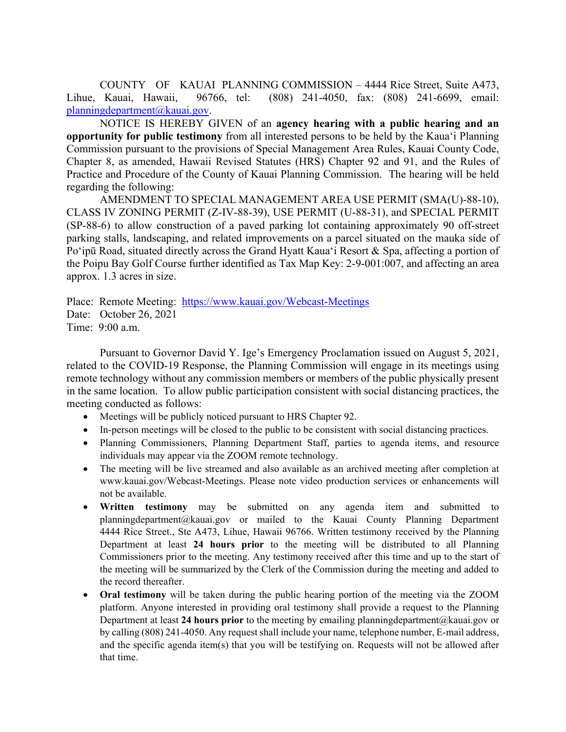COUNTY OF KAUAI PLANNING COMMISSION – 4444 Rice Street, Suite A473, Lihue, Kauai, Hawaii, 96766, tel: (808) 241-4050, fax: (808) 241-6699, email: planningdepartment@kauai.gov.

NOTICE IS HEREBY GIVEN of an **agency hearing with a public hearing and an opportunity for public testimony** from all interested persons to be held by the Kaua'i Planning Commission pursuant to the provisions of Special Management Area Rules, Kauai County Code, Chapter 8, as amended, Hawaii Revised Statutes (HRS) Chapter 92 and 91, and the Rules of Practice and Procedure of the County of Kauai Planning Commission. The hearing will be held regarding the following:

AMENDMENT TO SPECIAL MANAGEMENT AREA USE PERMIT (SMA(U)-88-10), CLASS IV ZONING PERMIT (Z-IV-88-39), USE PERMIT (U-88-31), and SPECIAL PERMIT (SP-88-6) to allow construction of a paved parking lot containing approximately 90 off-street parking stalls, landscaping, and related improvements on a parcel situated on the mauka side of Po'ipū Road, situated directly across the Grand Hyatt Kaua'i Resort & Spa, affecting a portion of the Poipu Bay Golf Course further identified as Tax Map Key: 2-9-001:007, and affecting an area approx. 1.3 acres in size.

Place: Remote Meeting: https://www.kauai.gov/Webcast-Meetings
Date: October 26, 2021
Time: 9:00 a.m.

Pursuant to Governor David Y. Ige's Emergency Proclamation issued on August 5, 2021, related to the COVID-19 Response, the Planning Commission will engage in its meetings using remote technology without any commission members or members of the public physically present in the same location. To allow public participation consistent with social distancing practices, the meeting conducted as follows:

- Meetings will be publicly noticed pursuant to HRS Chapter 92.
- In-person meetings will be closed to the public to be consistent with social distancing practices.
- Planning Commissioners, Planning Department Staff, parties to agenda items, and resource individuals may appear via the ZOOM remote technology.
- The meeting will be live streamed and also available as an archived meeting after completion at www.kauai.gov/Webcast-Meetings. Please note video production services or enhancements will not be available.
- **Written testimony** may be submitted on any agenda item and submitted to planningdepartment@kauai.gov or mailed to the Kauai County Planning Department 4444 Rice Street., Ste A473, Lihue, Hawaii 96766. Written testimony received by the Planning Department at least **24 hours prior** to the meeting will be distributed to all Planning Commissioners prior to the meeting. Any testimony received after this time and up to the start of the meeting will be summarized by the Clerk of the Commission during the meeting and added to the record thereafter.
- **Oral testimony** will be taken during the public hearing portion of the meeting via the ZOOM platform. Anyone interested in providing oral testimony shall provide a request to the Planning Department at least **24 hours prior** to the meeting by emailing planningdepartment@kauai.gov or by calling (808) 241-4050. Any request shall include your name, telephone number, E-mail address, and the specific agenda item(s) that you will be testifying on. Requests will not be allowed after that time.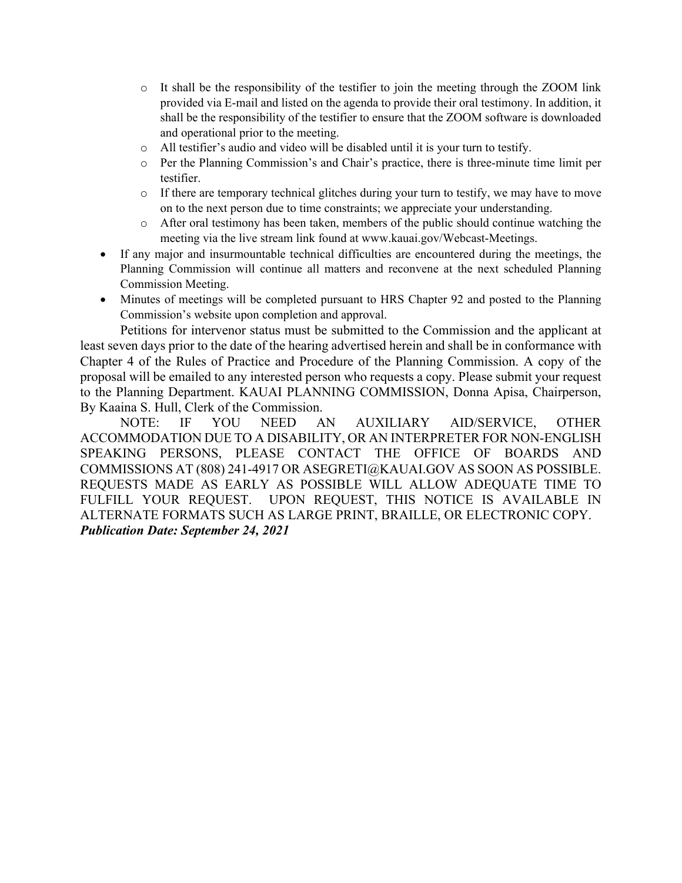- It shall be the responsibility of the testifier to join the meeting through the ZOOM link provided via E-mail and listed on the agenda to provide their oral testimony. In addition, it shall be the responsibility of the testifier to ensure that the ZOOM software is downloaded and operational prior to the meeting.
  - All testifier's audio and video will be disabled until it is your turn to testify.
  - Per the Planning Commission's and Chair's practice, there is three-minute time limit per testifier.
  - If there are temporary technical glitches during your turn to testify, we may have to move on to the next person due to time constraints; we appreciate your understanding.
  - After oral testimony has been taken, members of the public should continue watching the meeting via the live stream link found at www.kauai.gov/Webcast-Meetings.
- If any major and insurmountable technical difficulties are encountered during the meetings, the Planning Commission will continue all matters and reconvene at the next scheduled Planning Commission Meeting.
- Minutes of meetings will be completed pursuant to HRS Chapter 92 and posted to the Planning Commission's website upon completion and approval.

Petitions for intervenor status must be submitted to the Commission and the applicant at least seven days prior to the date of the hearing advertised herein and shall be in conformance with Chapter 4 of the Rules of Practice and Procedure of the Planning Commission. A copy of the proposal will be emailed to any interested person who requests a copy. Please submit your request to the Planning Department. KAUAI PLANNING COMMISSION, Donna Apisa, Chairperson, By Kaaina S. Hull, Clerk of the Commission.

NOTE: IF YOU NEED AN AUXILIARY AID/SERVICE, OTHER ACCOMMODATION DUE TO A DISABILITY, OR AN INTERPRETER FOR NON-ENGLISH SPEAKING PERSONS, PLEASE CONTACT THE OFFICE OF BOARDS AND COMMISSIONS AT (808) 241-4917 OR ASEGRETI@KAUAI.GOV AS SOON AS POSSIBLE. REQUESTS MADE AS EARLY AS POSSIBLE WILL ALLOW ADEQUATE TIME TO FULFILL YOUR REQUEST. UPON REQUEST, THIS NOTICE IS AVAILABLE IN ALTERNATE FORMATS SUCH AS LARGE PRINT, BRAILLE, OR ELECTRONIC COPY.

***Publication Date: September 24, 2021***